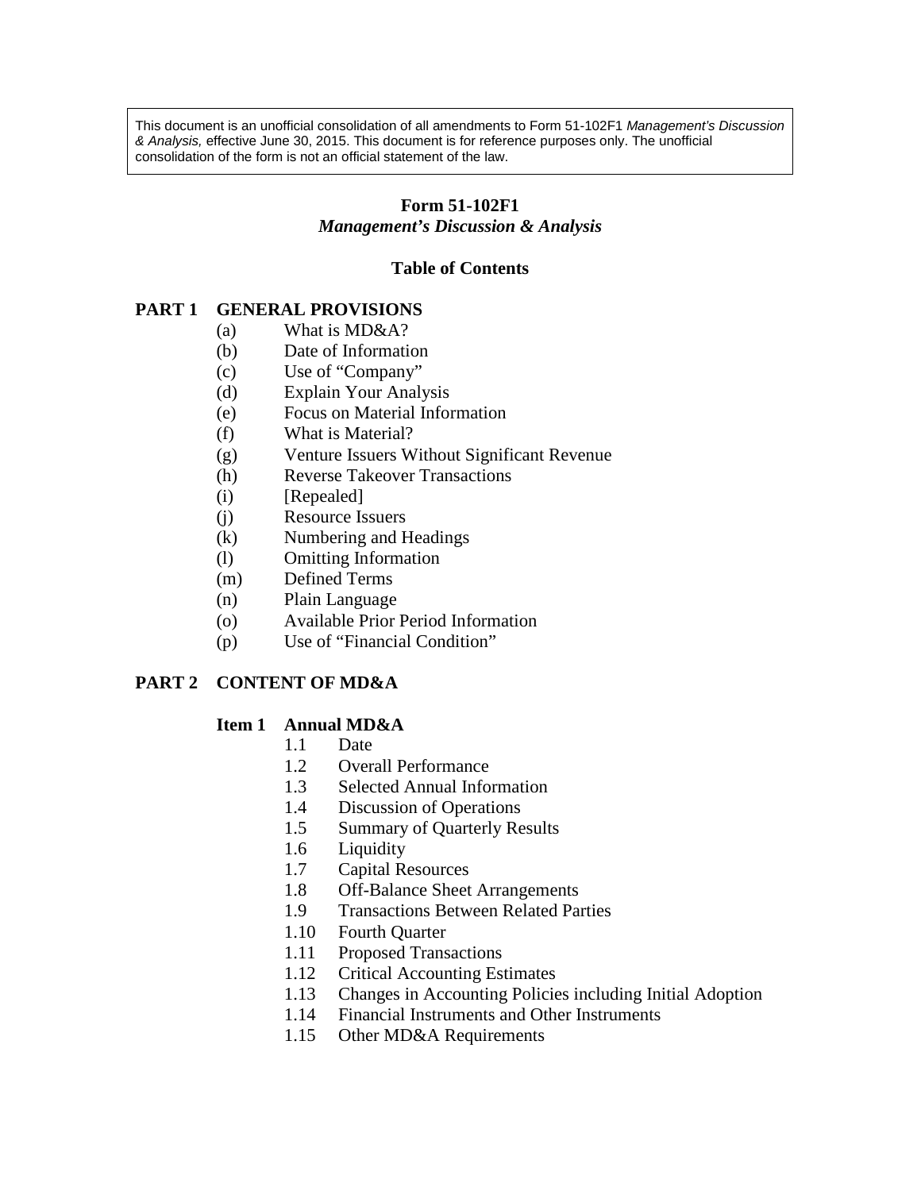> This document is an unofficial consolidation of all amendments to Form 51-102F1 *Management's Discussion & Analysis,* effective June 30, 2015. This document is for reference purposes only. The unofficial consolidation of the form is not an official statement of the law.

# Form 51-102F1
## *Management's Discussion & Analysis*

### Table of Contents

**PART 1 GENERAL PROVISIONS**

- (a) What is MD&A?
- (b) Date of Information
- (c) Use of "Company"
- (d) Explain Your Analysis
- (e) Focus on Material Information
- (f) What is Material?
- (g) Venture Issuers Without Significant Revenue
- (h) Reverse Takeover Transactions
- (i) [Repealed]
- (j) Resource Issuers
- (k) Numbering and Headings
- (l) Omitting Information
- (m) Defined Terms
- (n) Plain Language
- (o) Available Prior Period Information
- (p) Use of "Financial Condition"

**PART 2 CONTENT OF MD&A**

**Item 1 Annual MD&A**

- 1.1 Date
- 1.2 Overall Performance
- 1.3 Selected Annual Information
- 1.4 Discussion of Operations
- 1.5 Summary of Quarterly Results
- 1.6 Liquidity
- 1.7 Capital Resources
- 1.8 Off-Balance Sheet Arrangements
- 1.9 Transactions Between Related Parties
- 1.10 Fourth Quarter
- 1.11 Proposed Transactions
- 1.12 Critical Accounting Estimates
- 1.13 Changes in Accounting Policies including Initial Adoption
- 1.14 Financial Instruments and Other Instruments
- 1.15 Other MD&A Requirements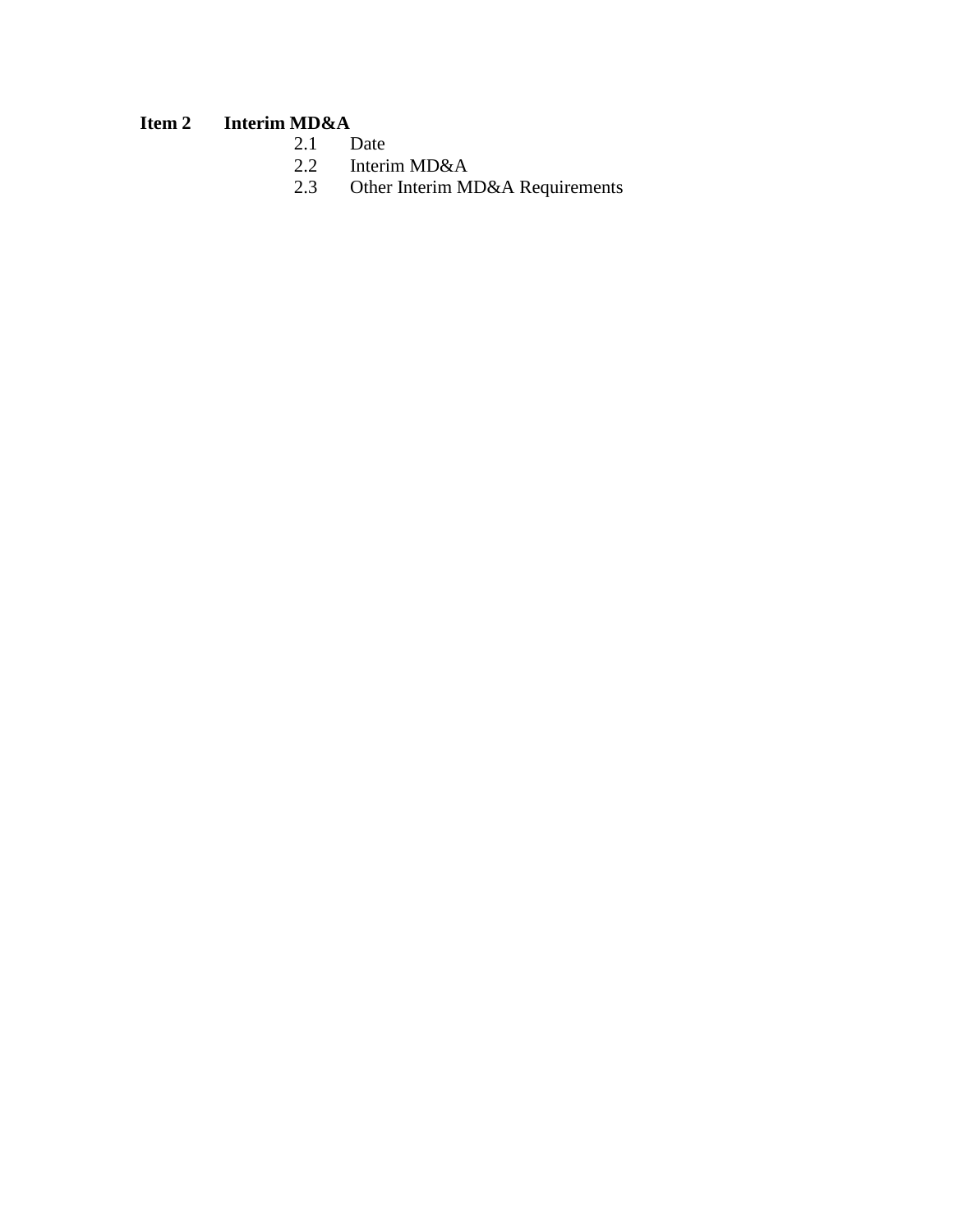**Item 2 Interim MD&A**

- 2.1 Date
- 2.2 Interim MD&A
- 2.3 Other Interim MD&A Requirements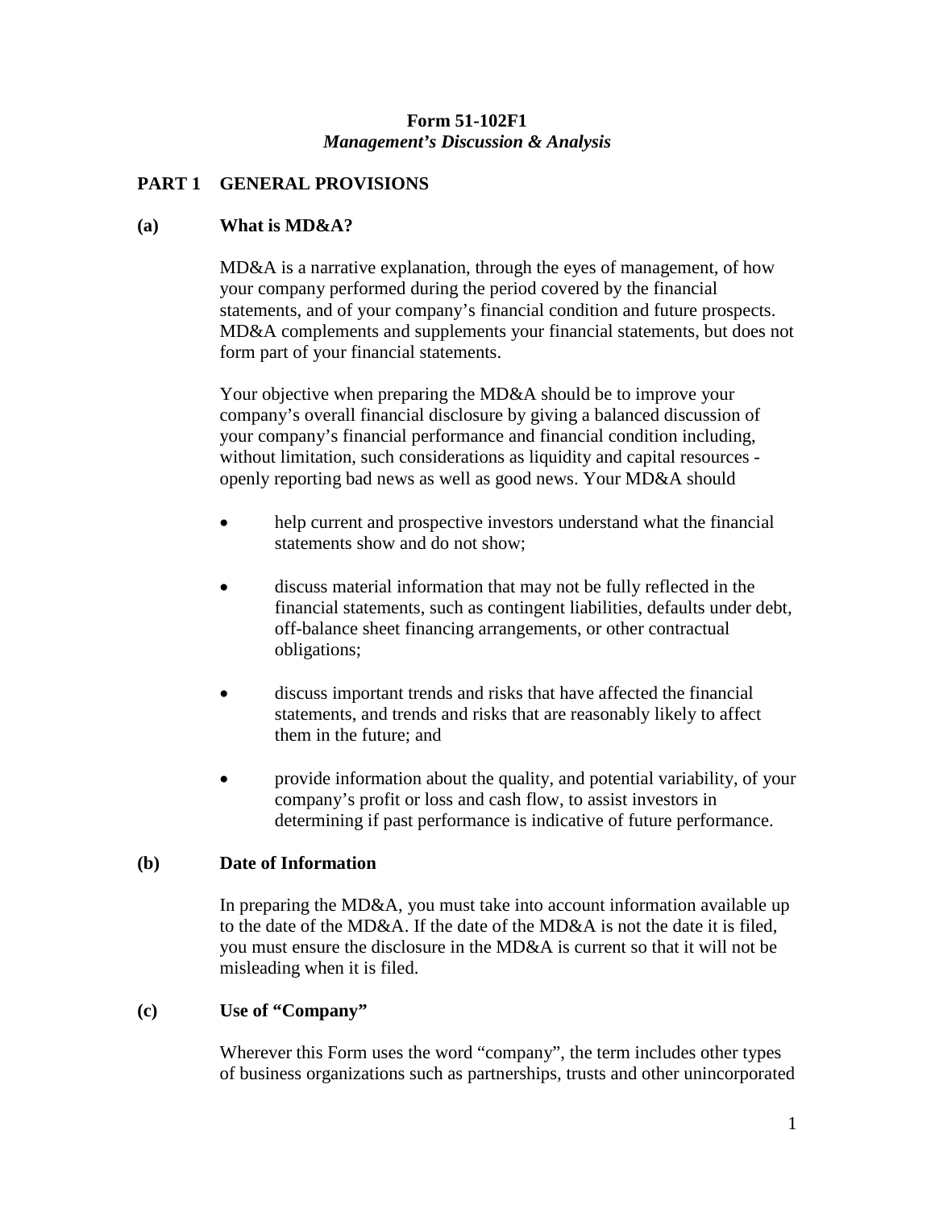**Form 51-102F1**
***Management's Discussion & Analysis***

## PART 1 GENERAL PROVISIONS

### (a) What is MD&A?

MD&A is a narrative explanation, through the eyes of management, of how your company performed during the period covered by the financial statements, and of your company's financial condition and future prospects. MD&A complements and supplements your financial statements, but does not form part of your financial statements.

Your objective when preparing the MD&A should be to improve your company's overall financial disclosure by giving a balanced discussion of your company's financial performance and financial condition including, without limitation, such considerations as liquidity and capital resources - openly reporting bad news as well as good news. Your MD&A should

- help current and prospective investors understand what the financial statements show and do not show;
- discuss material information that may not be fully reflected in the financial statements, such as contingent liabilities, defaults under debt, off-balance sheet financing arrangements, or other contractual obligations;
- discuss important trends and risks that have affected the financial statements, and trends and risks that are reasonably likely to affect them in the future; and
- provide information about the quality, and potential variability, of your company's profit or loss and cash flow, to assist investors in determining if past performance is indicative of future performance.

### (b) Date of Information

In preparing the MD&A, you must take into account information available up to the date of the MD&A. If the date of the MD&A is not the date it is filed, you must ensure the disclosure in the MD&A is current so that it will not be misleading when it is filed.

### (c) Use of "Company"

Wherever this Form uses the word "company", the term includes other types of business organizations such as partnerships, trusts and other unincorporated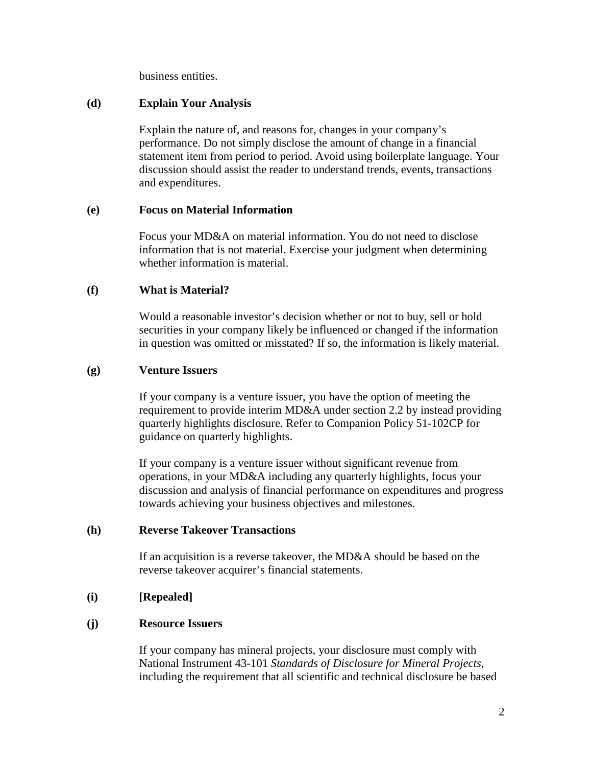business entities.

**(d) Explain Your Analysis**

Explain the nature of, and reasons for, changes in your company's performance. Do not simply disclose the amount of change in a financial statement item from period to period. Avoid using boilerplate language. Your discussion should assist the reader to understand trends, events, transactions and expenditures.

**(e) Focus on Material Information**

Focus your MD&A on material information. You do not need to disclose information that is not material. Exercise your judgment when determining whether information is material.

**(f) What is Material?**

Would a reasonable investor's decision whether or not to buy, sell or hold securities in your company likely be influenced or changed if the information in question was omitted or misstated? If so, the information is likely material.

**(g) Venture Issuers**

If your company is a venture issuer, you have the option of meeting the requirement to provide interim MD&A under section 2.2 by instead providing quarterly highlights disclosure. Refer to Companion Policy 51-102CP for guidance on quarterly highlights.

If your company is a venture issuer without significant revenue from operations, in your MD&A including any quarterly highlights, focus your discussion and analysis of financial performance on expenditures and progress towards achieving your business objectives and milestones.

**(h) Reverse Takeover Transactions**

If an acquisition is a reverse takeover, the MD&A should be based on the reverse takeover acquirer's financial statements.

**(i) [Repealed]**

**(j) Resource Issuers**

If your company has mineral projects, your disclosure must comply with National Instrument 43-101 *Standards of Disclosure for Mineral Projects*, including the requirement that all scientific and technical disclosure be based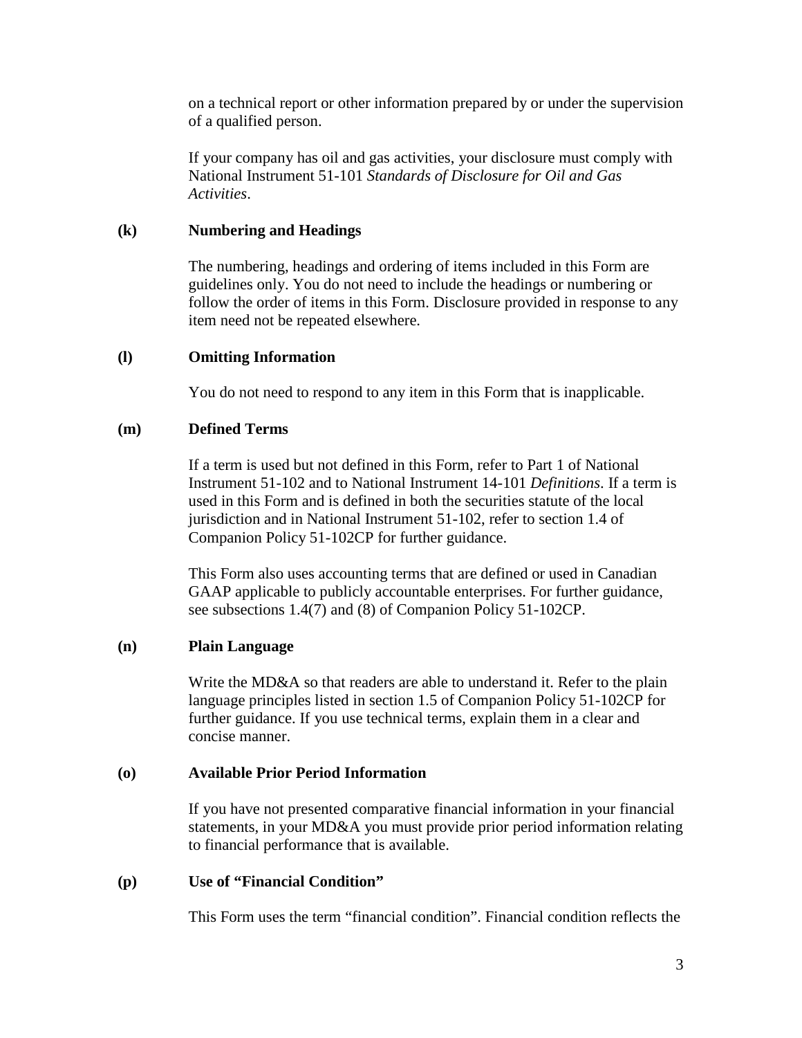on a technical report or other information prepared by or under the supervision of a qualified person.

If your company has oil and gas activities, your disclosure must comply with National Instrument 51-101 *Standards of Disclosure for Oil and Gas Activities*.

**(k) Numbering and Headings**

The numbering, headings and ordering of items included in this Form are guidelines only. You do not need to include the headings or numbering or follow the order of items in this Form. Disclosure provided in response to any item need not be repeated elsewhere.

**(l) Omitting Information**

You do not need to respond to any item in this Form that is inapplicable.

**(m) Defined Terms**

If a term is used but not defined in this Form, refer to Part 1 of National Instrument 51-102 and to National Instrument 14-101 *Definitions*. If a term is used in this Form and is defined in both the securities statute of the local jurisdiction and in National Instrument 51-102, refer to section 1.4 of Companion Policy 51-102CP for further guidance.

This Form also uses accounting terms that are defined or used in Canadian GAAP applicable to publicly accountable enterprises. For further guidance, see subsections 1.4(7) and (8) of Companion Policy 51-102CP.

**(n) Plain Language**

Write the MD&A so that readers are able to understand it. Refer to the plain language principles listed in section 1.5 of Companion Policy 51-102CP for further guidance. If you use technical terms, explain them in a clear and concise manner.

**(o) Available Prior Period Information**

If you have not presented comparative financial information in your financial statements, in your MD&A you must provide prior period information relating to financial performance that is available.

**(p) Use of "Financial Condition"**

This Form uses the term "financial condition". Financial condition reflects the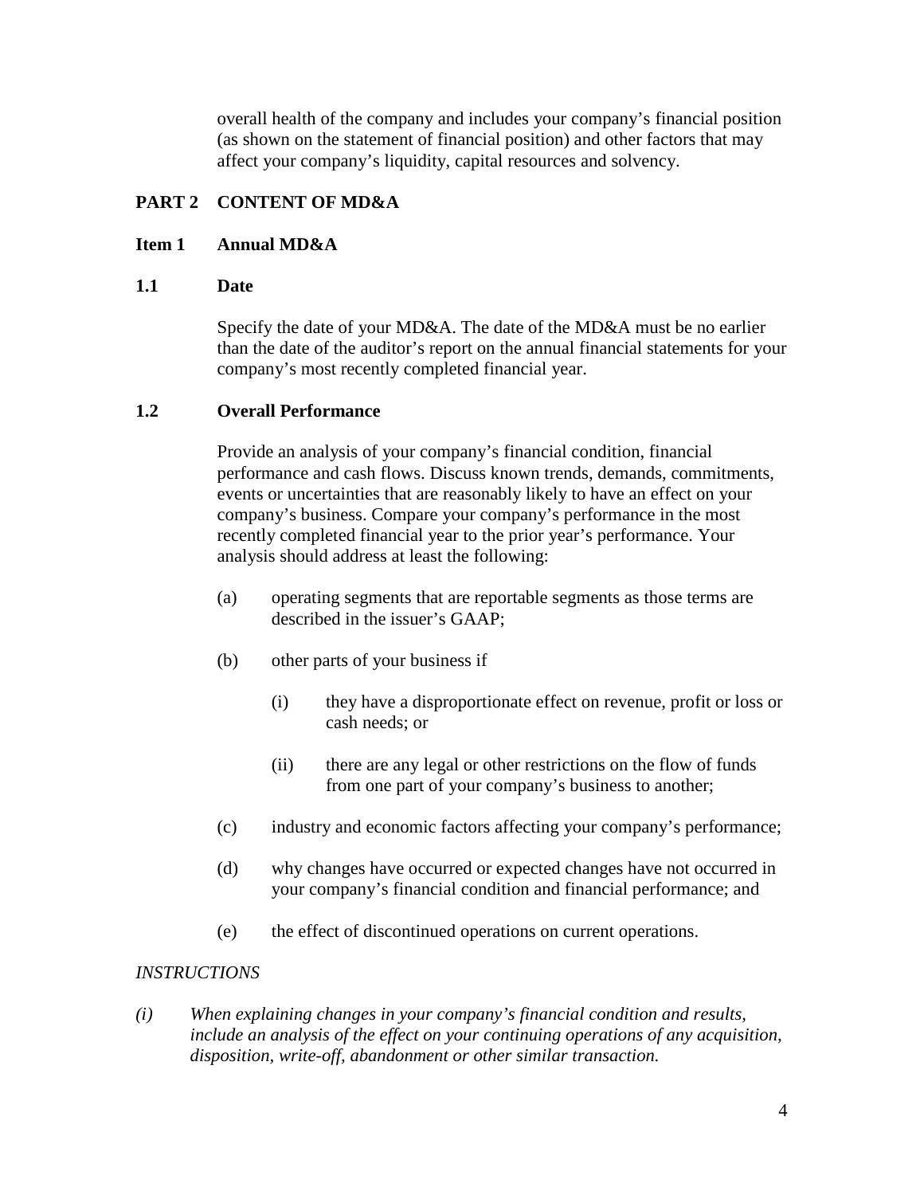overall health of the company and includes your company's financial position (as shown on the statement of financial position) and other factors that may affect your company's liquidity, capital resources and solvency.

## PART 2 CONTENT OF MD&A

### Item 1 Annual MD&A

#### 1.1 Date

Specify the date of your MD&A. The date of the MD&A must be no earlier than the date of the auditor's report on the annual financial statements for your company's most recently completed financial year.

#### 1.2 Overall Performance

Provide an analysis of your company's financial condition, financial performance and cash flows. Discuss known trends, demands, commitments, events or uncertainties that are reasonably likely to have an effect on your company's business. Compare your company's performance in the most recently completed financial year to the prior year's performance. Your analysis should address at least the following:

(a) operating segments that are reportable segments as those terms are described in the issuer's GAAP;

(b) other parts of your business if

  (i) they have a disproportionate effect on revenue, profit or loss or cash needs; or

  (ii) there are any legal or other restrictions on the flow of funds from one part of your company's business to another;

(c) industry and economic factors affecting your company's performance;

(d) why changes have occurred or expected changes have not occurred in your company's financial condition and financial performance; and

(e) the effect of discontinued operations on current operations.

*INSTRUCTIONS*

*(i) When explaining changes in your company's financial condition and results, include an analysis of the effect on your continuing operations of any acquisition, disposition, write-off, abandonment or other similar transaction.*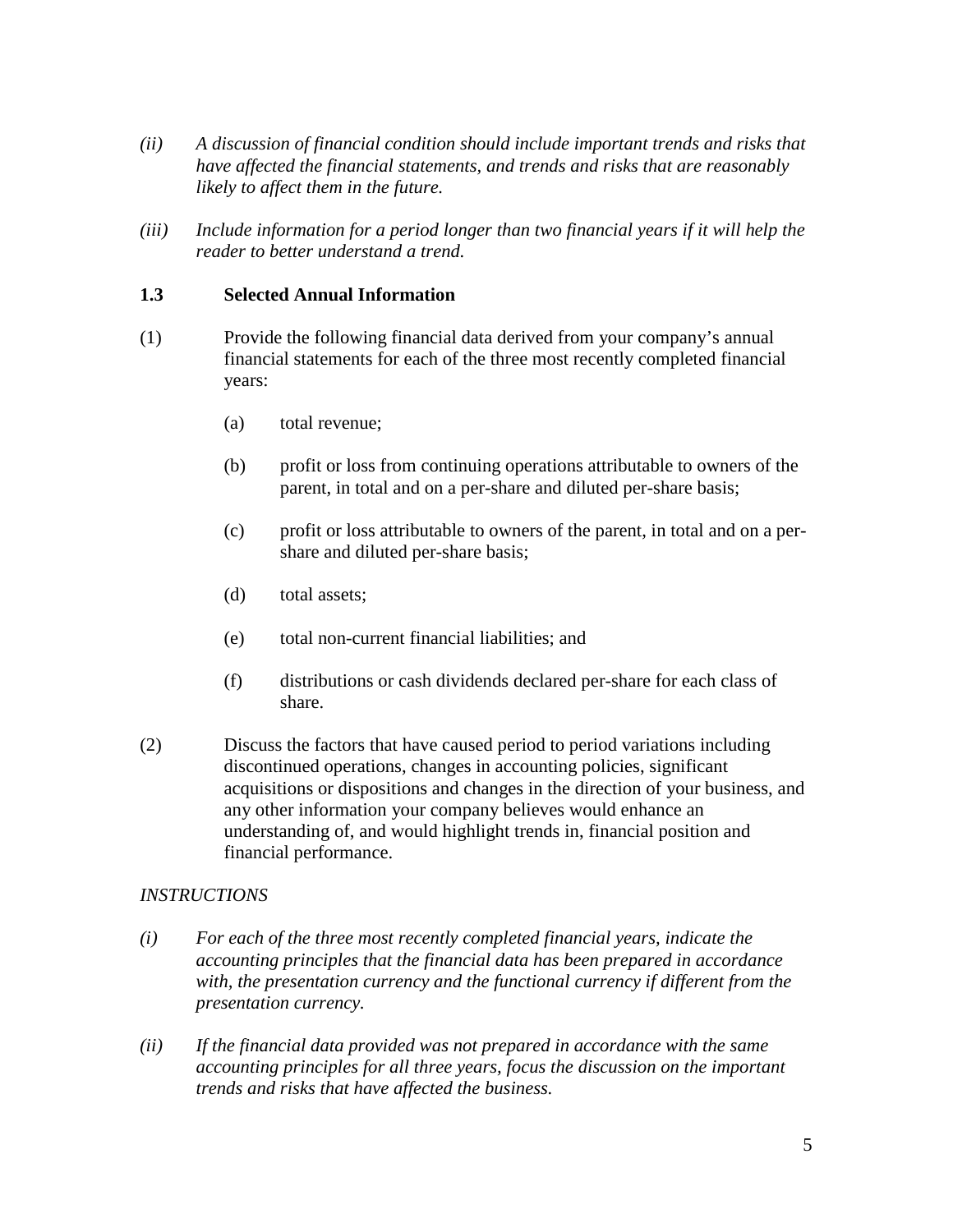*(ii) A discussion of financial condition should include important trends and risks that have affected the financial statements, and trends and risks that are reasonably likely to affect them in the future.*

*(iii) Include information for a period longer than two financial years if it will help the reader to better understand a trend.*

### 1.3 Selected Annual Information

(1) Provide the following financial data derived from your company's annual financial statements for each of the three most recently completed financial years:

   (a) total revenue;

   (b) profit or loss from continuing operations attributable to owners of the parent, in total and on a per-share and diluted per-share basis;

   (c) profit or loss attributable to owners of the parent, in total and on a per-share and diluted per-share basis;

   (d) total assets;

   (e) total non-current financial liabilities; and

   (f) distributions or cash dividends declared per-share for each class of share.

(2) Discuss the factors that have caused period to period variations including discontinued operations, changes in accounting policies, significant acquisitions or dispositions and changes in the direction of your business, and any other information your company believes would enhance an understanding of, and would highlight trends in, financial position and financial performance.

*INSTRUCTIONS*

*(i) For each of the three most recently completed financial years, indicate the accounting principles that the financial data has been prepared in accordance with, the presentation currency and the functional currency if different from the presentation currency.*

*(ii) If the financial data provided was not prepared in accordance with the same accounting principles for all three years, focus the discussion on the important trends and risks that have affected the business.*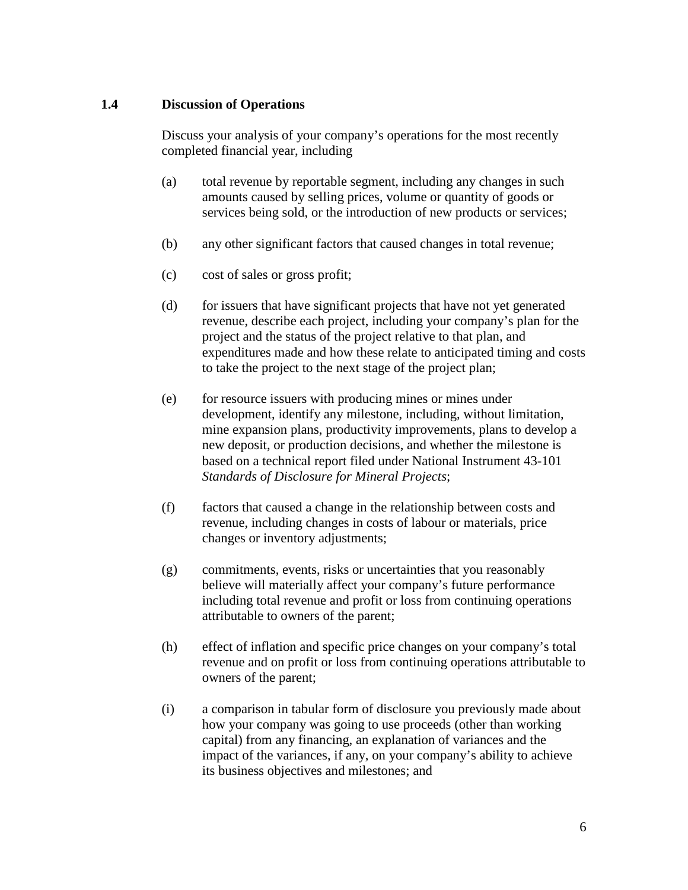## 1.4 Discussion of Operations

Discuss your analysis of your company's operations for the most recently completed financial year, including

(a) total revenue by reportable segment, including any changes in such amounts caused by selling prices, volume or quantity of goods or services being sold, or the introduction of new products or services;

(b) any other significant factors that caused changes in total revenue;

(c) cost of sales or gross profit;

(d) for issuers that have significant projects that have not yet generated revenue, describe each project, including your company's plan for the project and the status of the project relative to that plan, and expenditures made and how these relate to anticipated timing and costs to take the project to the next stage of the project plan;

(e) for resource issuers with producing mines or mines under development, identify any milestone, including, without limitation, mine expansion plans, productivity improvements, plans to develop a new deposit, or production decisions, and whether the milestone is based on a technical report filed under National Instrument 43-101 *Standards of Disclosure for Mineral Projects*;

(f) factors that caused a change in the relationship between costs and revenue, including changes in costs of labour or materials, price changes or inventory adjustments;

(g) commitments, events, risks or uncertainties that you reasonably believe will materially affect your company's future performance including total revenue and profit or loss from continuing operations attributable to owners of the parent;

(h) effect of inflation and specific price changes on your company's total revenue and on profit or loss from continuing operations attributable to owners of the parent;

(i) a comparison in tabular form of disclosure you previously made about how your company was going to use proceeds (other than working capital) from any financing, an explanation of variances and the impact of the variances, if any, on your company's ability to achieve its business objectives and milestones; and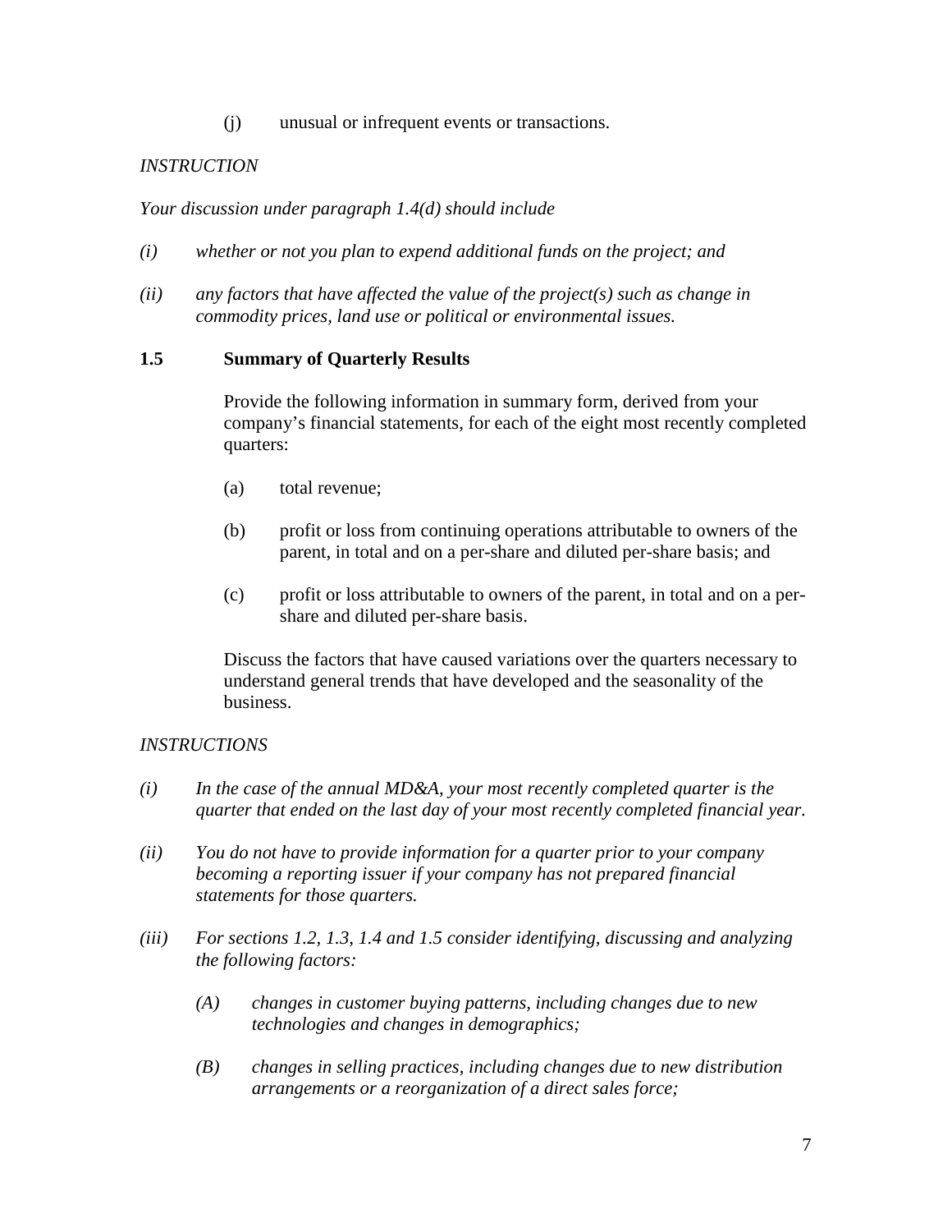(j) unusual or infrequent events or transactions.

*INSTRUCTION*

*Your discussion under paragraph 1.4(d) should include*

*(i) whether or not you plan to expend additional funds on the project; and*

*(ii) any factors that have affected the value of the project(s) such as change in commodity prices, land use or political or environmental issues.*

### 1.5 Summary of Quarterly Results

Provide the following information in summary form, derived from your company's financial statements, for each of the eight most recently completed quarters:

(a) total revenue;

(b) profit or loss from continuing operations attributable to owners of the parent, in total and on a per-share and diluted per-share basis; and

(c) profit or loss attributable to owners of the parent, in total and on a per-share and diluted per-share basis.

Discuss the factors that have caused variations over the quarters necessary to understand general trends that have developed and the seasonality of the business.

*INSTRUCTIONS*

*(i) In the case of the annual MD&A, your most recently completed quarter is the quarter that ended on the last day of your most recently completed financial year.*

*(ii) You do not have to provide information for a quarter prior to your company becoming a reporting issuer if your company has not prepared financial statements for those quarters.*

*(iii) For sections 1.2, 1.3, 1.4 and 1.5 consider identifying, discussing and analyzing the following factors:*

*(A) changes in customer buying patterns, including changes due to new technologies and changes in demographics;*

*(B) changes in selling practices, including changes due to new distribution arrangements or a reorganization of a direct sales force;*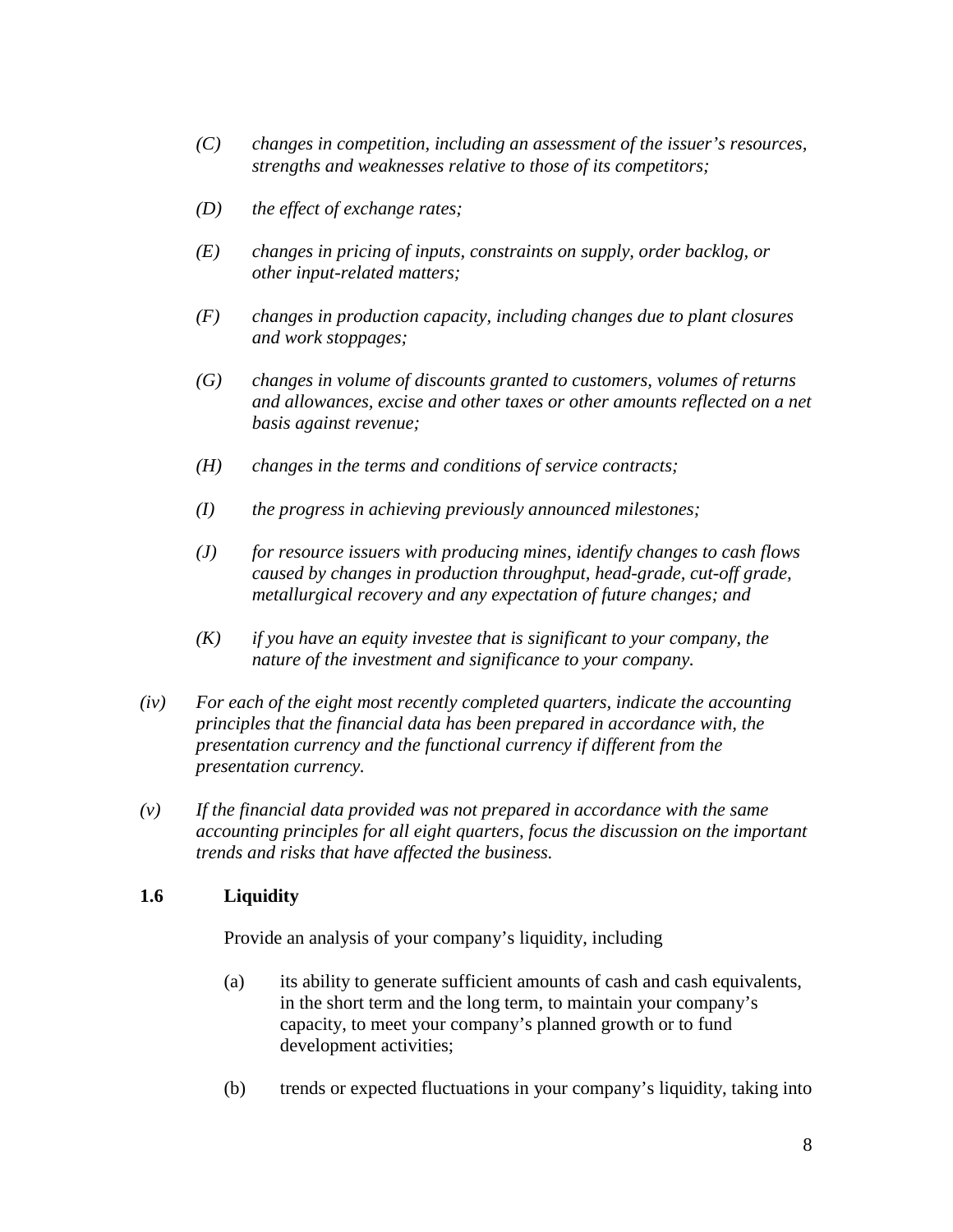- *(C)* *changes in competition, including an assessment of the issuer's resources, strengths and weaknesses relative to those of its competitors;*
- *(D)* *the effect of exchange rates;*
- *(E)* *changes in pricing of inputs, constraints on supply, order backlog, or other input-related matters;*
- *(F)* *changes in production capacity, including changes due to plant closures and work stoppages;*
- *(G)* *changes in volume of discounts granted to customers, volumes of returns and allowances, excise and other taxes or other amounts reflected on a net basis against revenue;*
- *(H)* *changes in the terms and conditions of service contracts;*
- *(I)* *the progress in achieving previously announced milestones;*
- *(J)* *for resource issuers with producing mines, identify changes to cash flows caused by changes in production throughput, head-grade, cut-off grade, metallurgical recovery and any expectation of future changes; and*
- *(K)* *if you have an equity investee that is significant to your company, the nature of the investment and significance to your company.*

*(iv)* *For each of the eight most recently completed quarters, indicate the accounting principles that the financial data has been prepared in accordance with, the presentation currency and the functional currency if different from the presentation currency.*

*(v)* *If the financial data provided was not prepared in accordance with the same accounting principles for all eight quarters, focus the discussion on the important trends and risks that have affected the business.*

### 1.6 Liquidity

Provide an analysis of your company's liquidity, including

(a) its ability to generate sufficient amounts of cash and cash equivalents, in the short term and the long term, to maintain your company's capacity, to meet your company's planned growth or to fund development activities;

(b) trends or expected fluctuations in your company's liquidity, taking into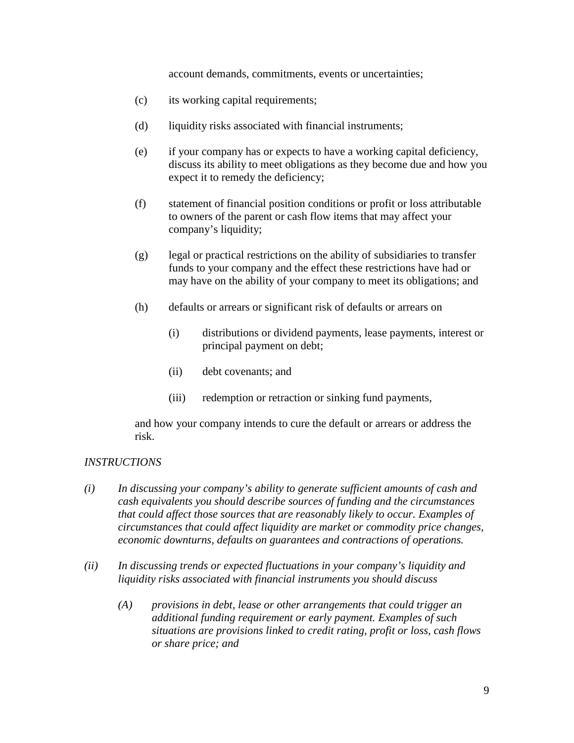account demands, commitments, events or uncertainties;

(c) its working capital requirements;

(d) liquidity risks associated with financial instruments;

(e) if your company has or expects to have a working capital deficiency, discuss its ability to meet obligations as they become due and how you expect it to remedy the deficiency;

(f) statement of financial position conditions or profit or loss attributable to owners of the parent or cash flow items that may affect your company's liquidity;

(g) legal or practical restrictions on the ability of subsidiaries to transfer funds to your company and the effect these restrictions have had or may have on the ability of your company to meet its obligations; and

(h) defaults or arrears or significant risk of defaults or arrears on

  (i) distributions or dividend payments, lease payments, interest or principal payment on debt;

  (ii) debt covenants; and

  (iii) redemption or retraction or sinking fund payments,

and how your company intends to cure the default or arrears or address the risk.

*INSTRUCTIONS*

*(i) In discussing your company's ability to generate sufficient amounts of cash and cash equivalents you should describe sources of funding and the circumstances that could affect those sources that are reasonably likely to occur. Examples of circumstances that could affect liquidity are market or commodity price changes, economic downturns, defaults on guarantees and contractions of operations.*

*(ii) In discussing trends or expected fluctuations in your company's liquidity and liquidity risks associated with financial instruments you should discuss*

  *(A) provisions in debt, lease or other arrangements that could trigger an additional funding requirement or early payment. Examples of such situations are provisions linked to credit rating, profit or loss, cash flows or share price; and*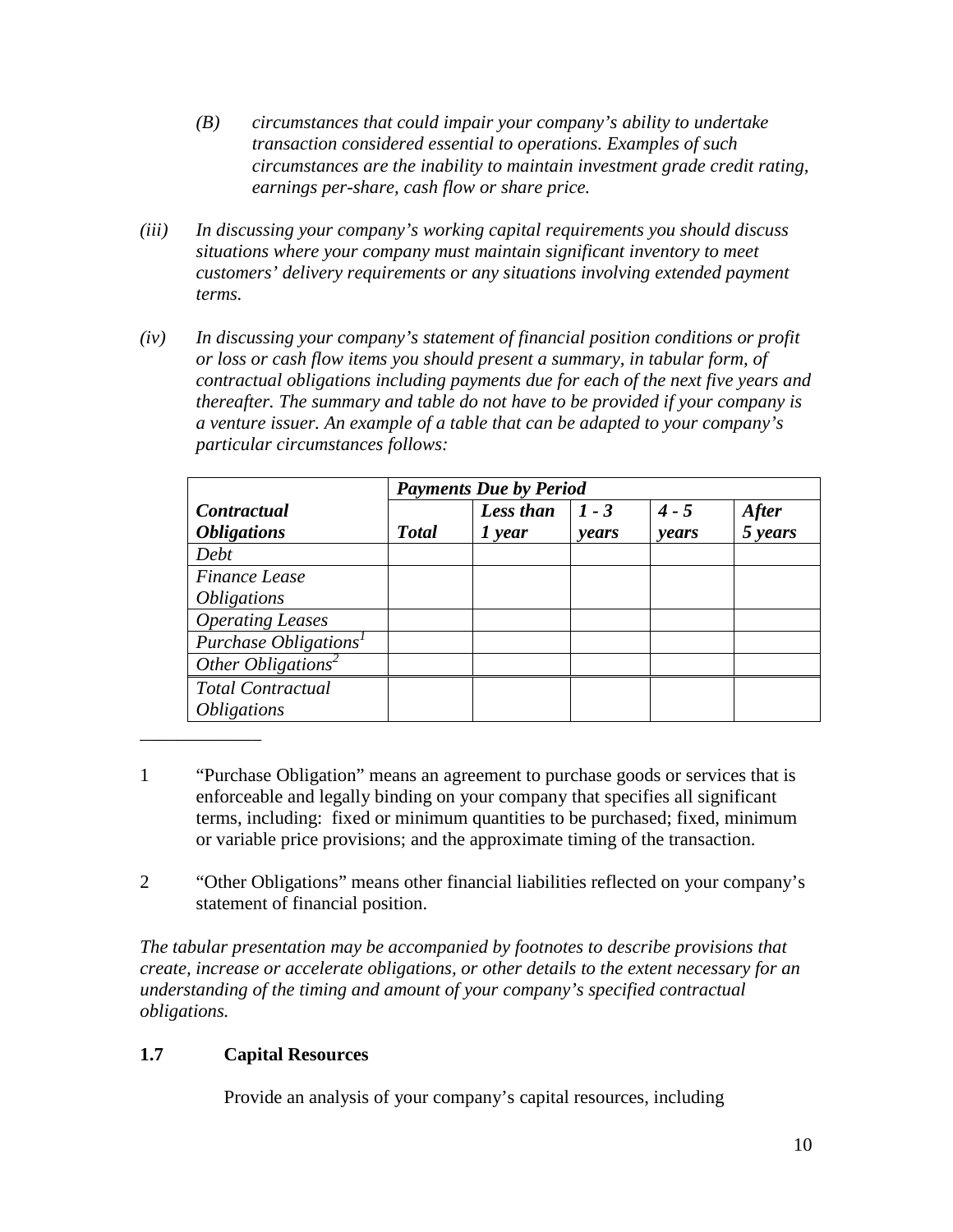*(B) circumstances that could impair your company's ability to undertake transaction considered essential to operations. Examples of such circumstances are the inability to maintain investment grade credit rating, earnings per-share, cash flow or share price.*

*(iii) In discussing your company's working capital requirements you should discuss situations where your company must maintain significant inventory to meet customers' delivery requirements or any situations involving extended payment terms.*

*(iv) In discussing your company's statement of financial position conditions or profit or loss or cash flow items you should present a summary, in tabular form, of contractual obligations including payments due for each of the next five years and thereafter. The summary and table do not have to be provided if your company is a venture issuer. An example of a table that can be adapted to your company's particular circumstances follows:*

| | ***Payments Due by Period*** | | | | |
|---|---|---|---|---|---|
| ***Contractual Obligations*** | ***Total*** | ***Less than 1 year*** | ***1 - 3 years*** | ***4 - 5 years*** | ***After 5 years*** |
| *Debt* | | | | | |
| *Finance Lease Obligations* | | | | | |
| *Operating Leases* | | | | | |
| *Purchase Obligations*[1] | | | | | |
| *Other Obligations*[2] | | | | | |
| *Total Contractual Obligations* | | | | | |

1 "Purchase Obligation" means an agreement to purchase goods or services that is enforceable and legally binding on your company that specifies all significant terms, including: fixed or minimum quantities to be purchased; fixed, minimum or variable price provisions; and the approximate timing of the transaction.

2 "Other Obligations" means other financial liabilities reflected on your company's statement of financial position.

*The tabular presentation may be accompanied by footnotes to describe provisions that create, increase or accelerate obligations, or other details to the extent necessary for an understanding of the timing and amount of your company's specified contractual obligations.*

## 1.7 Capital Resources

Provide an analysis of your company's capital resources, including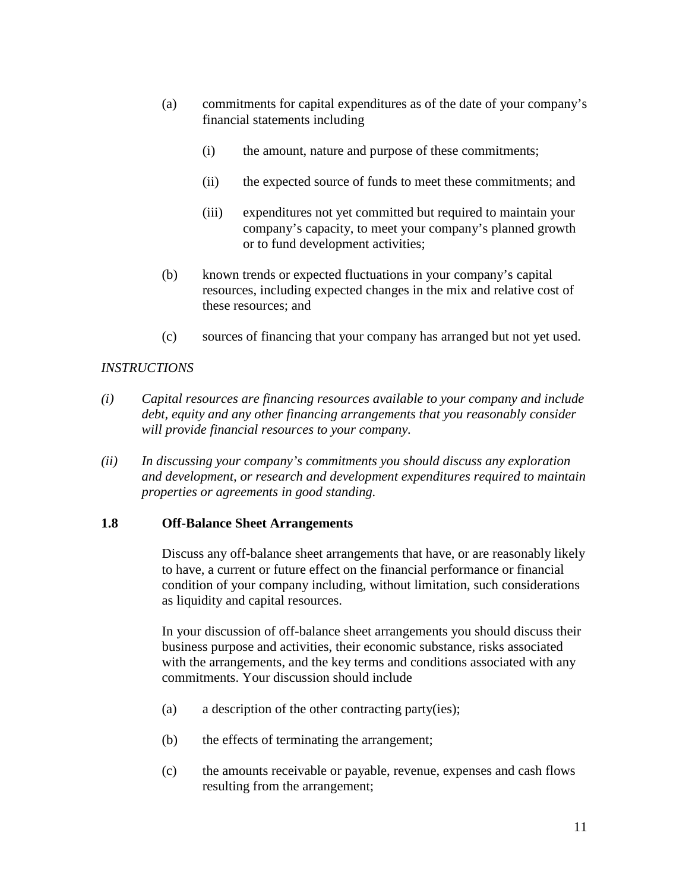(a) commitments for capital expenditures as of the date of your company's financial statements including

   (i) the amount, nature and purpose of these commitments;

   (ii) the expected source of funds to meet these commitments; and

   (iii) expenditures not yet committed but required to maintain your company's capacity, to meet your company's planned growth or to fund development activities;

(b) known trends or expected fluctuations in your company's capital resources, including expected changes in the mix and relative cost of these resources; and

(c) sources of financing that your company has arranged but not yet used.

*INSTRUCTIONS*

*(i) Capital resources are financing resources available to your company and include debt, equity and any other financing arrangements that you reasonably consider will provide financial resources to your company.*

*(ii) In discussing your company's commitments you should discuss any exploration and development, or research and development expenditures required to maintain properties or agreements in good standing.*

**1.8 Off-Balance Sheet Arrangements**

Discuss any off-balance sheet arrangements that have, or are reasonably likely to have, a current or future effect on the financial performance or financial condition of your company including, without limitation, such considerations as liquidity and capital resources.

In your discussion of off-balance sheet arrangements you should discuss their business purpose and activities, their economic substance, risks associated with the arrangements, and the key terms and conditions associated with any commitments. Your discussion should include

(a) a description of the other contracting party(ies);

(b) the effects of terminating the arrangement;

(c) the amounts receivable or payable, revenue, expenses and cash flows resulting from the arrangement;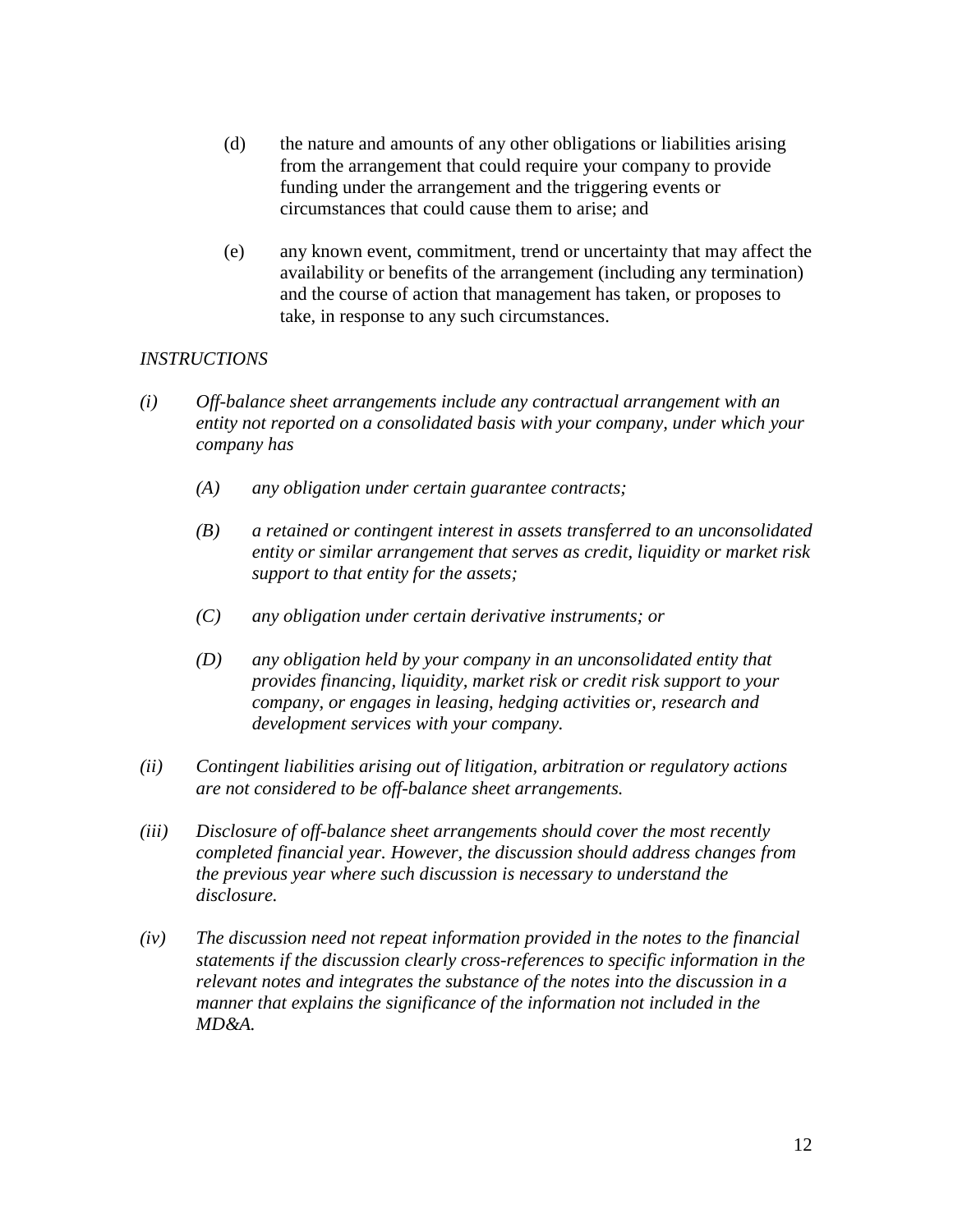(d) the nature and amounts of any other obligations or liabilities arising from the arrangement that could require your company to provide funding under the arrangement and the triggering events or circumstances that could cause them to arise; and

(e) any known event, commitment, trend or uncertainty that may affect the availability or benefits of the arrangement (including any termination) and the course of action that management has taken, or proposes to take, in response to any such circumstances.

*INSTRUCTIONS*

*(i) Off-balance sheet arrangements include any contractual arrangement with an entity not reported on a consolidated basis with your company, under which your company has*

*(A) any obligation under certain guarantee contracts;*

*(B) a retained or contingent interest in assets transferred to an unconsolidated entity or similar arrangement that serves as credit, liquidity or market risk support to that entity for the assets;*

*(C) any obligation under certain derivative instruments; or*

*(D) any obligation held by your company in an unconsolidated entity that provides financing, liquidity, market risk or credit risk support to your company, or engages in leasing, hedging activities or, research and development services with your company.*

*(ii) Contingent liabilities arising out of litigation, arbitration or regulatory actions are not considered to be off-balance sheet arrangements.*

*(iii) Disclosure of off-balance sheet arrangements should cover the most recently completed financial year. However, the discussion should address changes from the previous year where such discussion is necessary to understand the disclosure.*

*(iv) The discussion need not repeat information provided in the notes to the financial statements if the discussion clearly cross-references to specific information in the relevant notes and integrates the substance of the notes into the discussion in a manner that explains the significance of the information not included in the MD&A.*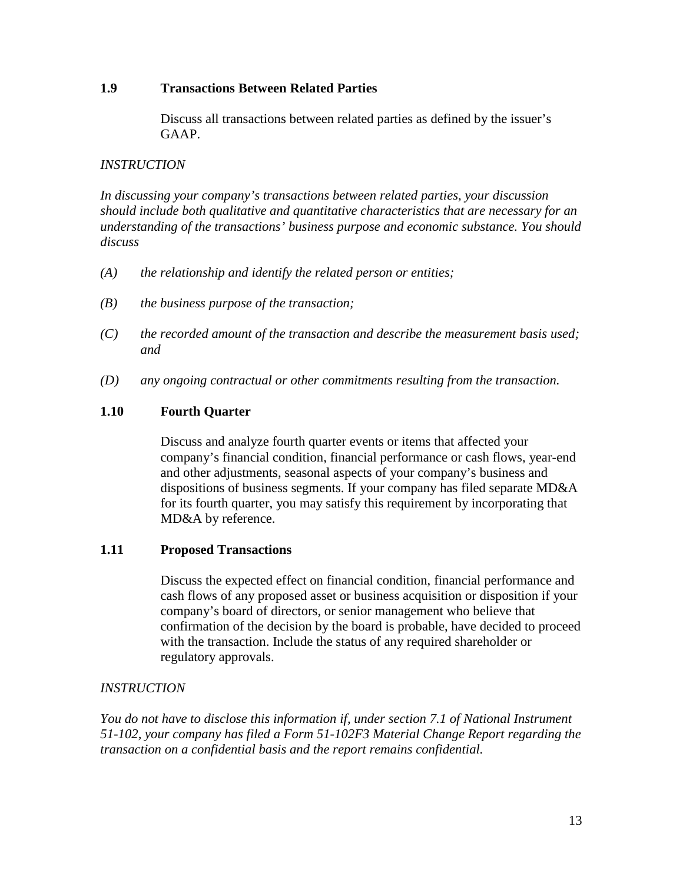### 1.9 Transactions Between Related Parties

Discuss all transactions between related parties as defined by the issuer's GAAP.

*INSTRUCTION*

*In discussing your company's transactions between related parties, your discussion should include both qualitative and quantitative characteristics that are necessary for an understanding of the transactions' business purpose and economic substance. You should discuss*

*(A) the relationship and identify the related person or entities;*

*(B) the business purpose of the transaction;*

*(C) the recorded amount of the transaction and describe the measurement basis used; and*

*(D) any ongoing contractual or other commitments resulting from the transaction.*

### 1.10 Fourth Quarter

Discuss and analyze fourth quarter events or items that affected your company's financial condition, financial performance or cash flows, year-end and other adjustments, seasonal aspects of your company's business and dispositions of business segments. If your company has filed separate MD&A for its fourth quarter, you may satisfy this requirement by incorporating that MD&A by reference.

### 1.11 Proposed Transactions

Discuss the expected effect on financial condition, financial performance and cash flows of any proposed asset or business acquisition or disposition if your company's board of directors, or senior management who believe that confirmation of the decision by the board is probable, have decided to proceed with the transaction. Include the status of any required shareholder or regulatory approvals.

*INSTRUCTION*

*You do not have to disclose this information if, under section 7.1 of National Instrument 51-102, your company has filed a Form 51-102F3 Material Change Report regarding the transaction on a confidential basis and the report remains confidential.*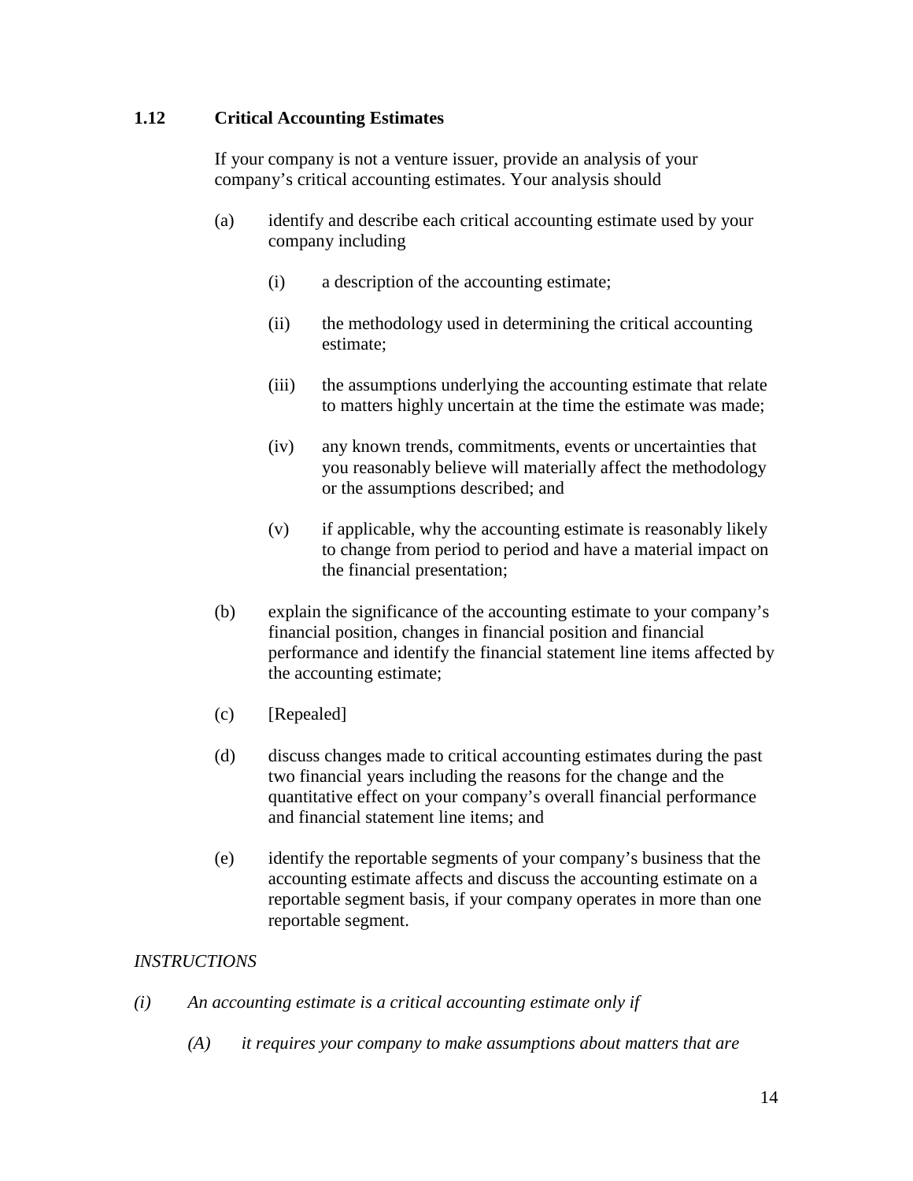### 1.12 Critical Accounting Estimates

If your company is not a venture issuer, provide an analysis of your company's critical accounting estimates. Your analysis should

(a) identify and describe each critical accounting estimate used by your company including

  (i) a description of the accounting estimate;

  (ii) the methodology used in determining the critical accounting estimate;

  (iii) the assumptions underlying the accounting estimate that relate to matters highly uncertain at the time the estimate was made;

  (iv) any known trends, commitments, events or uncertainties that you reasonably believe will materially affect the methodology or the assumptions described; and

  (v) if applicable, why the accounting estimate is reasonably likely to change from period to period and have a material impact on the financial presentation;

(b) explain the significance of the accounting estimate to your company's financial position, changes in financial position and financial performance and identify the financial statement line items affected by the accounting estimate;

(c) [Repealed]

(d) discuss changes made to critical accounting estimates during the past two financial years including the reasons for the change and the quantitative effect on your company's overall financial performance and financial statement line items; and

(e) identify the reportable segments of your company's business that the accounting estimate affects and discuss the accounting estimate on a reportable segment basis, if your company operates in more than one reportable segment.

*INSTRUCTIONS*

*(i) An accounting estimate is a critical accounting estimate only if*

  *(A) it requires your company to make assumptions about matters that are*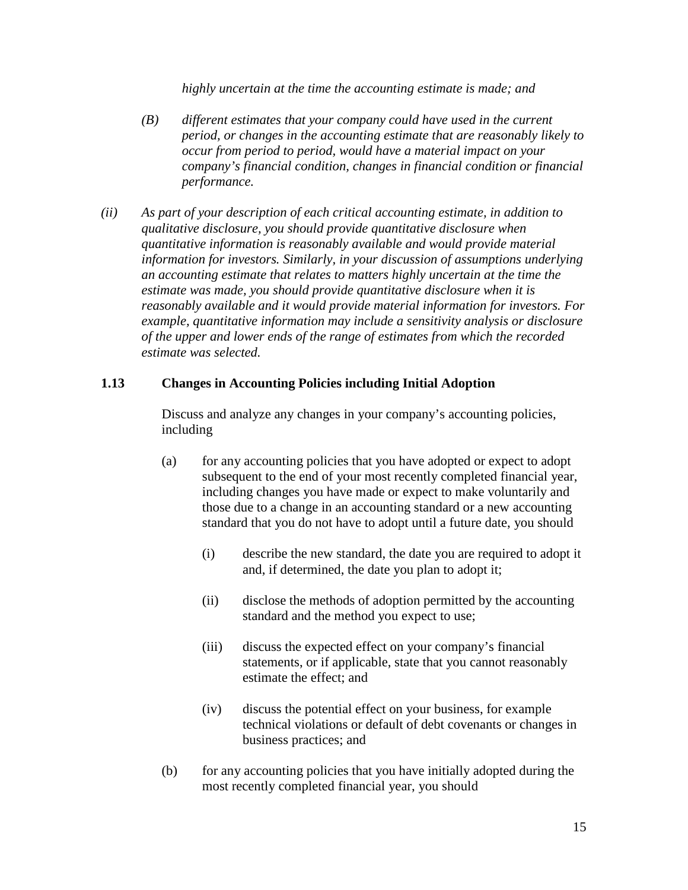*highly uncertain at the time the accounting estimate is made; and*

*(B) different estimates that your company could have used in the current period, or changes in the accounting estimate that are reasonably likely to occur from period to period, would have a material impact on your company's financial condition, changes in financial condition or financial performance.*

*(ii) As part of your description of each critical accounting estimate, in addition to qualitative disclosure, you should provide quantitative disclosure when quantitative information is reasonably available and would provide material information for investors. Similarly, in your discussion of assumptions underlying an accounting estimate that relates to matters highly uncertain at the time the estimate was made, you should provide quantitative disclosure when it is reasonably available and it would provide material information for investors. For example, quantitative information may include a sensitivity analysis or disclosure of the upper and lower ends of the range of estimates from which the recorded estimate was selected.*

## 1.13 Changes in Accounting Policies including Initial Adoption

Discuss and analyze any changes in your company's accounting policies, including

(a) for any accounting policies that you have adopted or expect to adopt subsequent to the end of your most recently completed financial year, including changes you have made or expect to make voluntarily and those due to a change in an accounting standard or a new accounting standard that you do not have to adopt until a future date, you should

(i) describe the new standard, the date you are required to adopt it and, if determined, the date you plan to adopt it;

(ii) disclose the methods of adoption permitted by the accounting standard and the method you expect to use;

(iii) discuss the expected effect on your company's financial statements, or if applicable, state that you cannot reasonably estimate the effect; and

(iv) discuss the potential effect on your business, for example technical violations or default of debt covenants or changes in business practices; and

(b) for any accounting policies that you have initially adopted during the most recently completed financial year, you should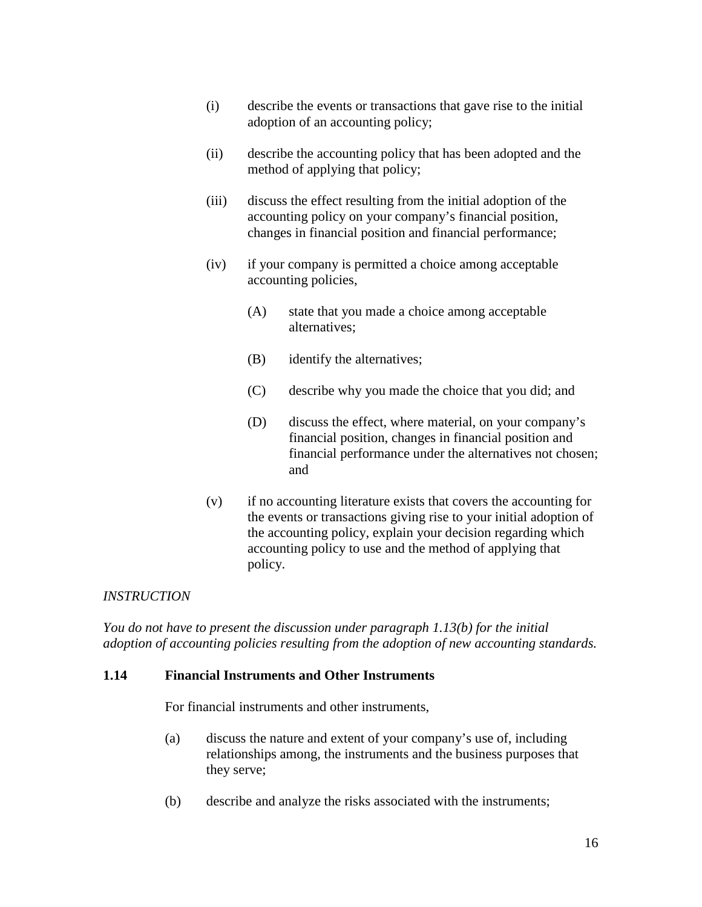(i) describe the events or transactions that gave rise to the initial adoption of an accounting policy;

(ii) describe the accounting policy that has been adopted and the method of applying that policy;

(iii) discuss the effect resulting from the initial adoption of the accounting policy on your company's financial position, changes in financial position and financial performance;

(iv) if your company is permitted a choice among acceptable accounting policies,

  (A) state that you made a choice among acceptable alternatives;

  (B) identify the alternatives;

  (C) describe why you made the choice that you did; and

  (D) discuss the effect, where material, on your company's financial position, changes in financial position and financial performance under the alternatives not chosen; and

(v) if no accounting literature exists that covers the accounting for the events or transactions giving rise to your initial adoption of the accounting policy, explain your decision regarding which accounting policy to use and the method of applying that policy.

*INSTRUCTION*

*You do not have to present the discussion under paragraph 1.13(b) for the initial adoption of accounting policies resulting from the adoption of new accounting standards.*

### 1.14 Financial Instruments and Other Instruments

For financial instruments and other instruments,

(a) discuss the nature and extent of your company's use of, including relationships among, the instruments and the business purposes that they serve;

(b) describe and analyze the risks associated with the instruments;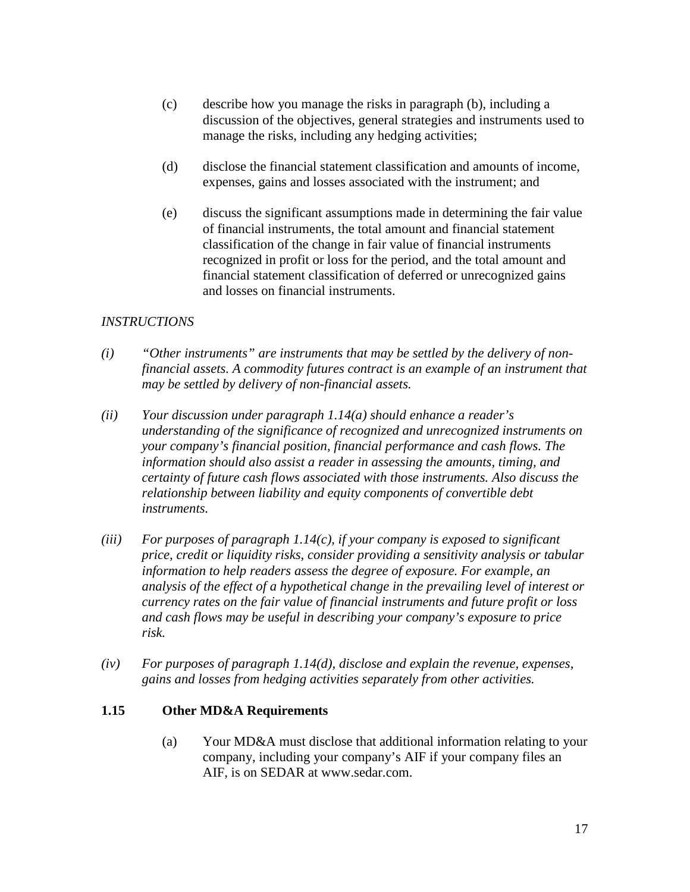(c) describe how you manage the risks in paragraph (b), including a discussion of the objectives, general strategies and instruments used to manage the risks, including any hedging activities;

(d) disclose the financial statement classification and amounts of income, expenses, gains and losses associated with the instrument; and

(e) discuss the significant assumptions made in determining the fair value of financial instruments, the total amount and financial statement classification of the change in fair value of financial instruments recognized in profit or loss for the period, and the total amount and financial statement classification of deferred or unrecognized gains and losses on financial instruments.

*INSTRUCTIONS*

*(i) "Other instruments" are instruments that may be settled by the delivery of non-financial assets. A commodity futures contract is an example of an instrument that may be settled by delivery of non-financial assets.*

*(ii) Your discussion under paragraph 1.14(a) should enhance a reader's understanding of the significance of recognized and unrecognized instruments on your company's financial position, financial performance and cash flows. The information should also assist a reader in assessing the amounts, timing, and certainty of future cash flows associated with those instruments. Also discuss the relationship between liability and equity components of convertible debt instruments.*

*(iii) For purposes of paragraph 1.14(c), if your company is exposed to significant price, credit or liquidity risks, consider providing a sensitivity analysis or tabular information to help readers assess the degree of exposure. For example, an analysis of the effect of a hypothetical change in the prevailing level of interest or currency rates on the fair value of financial instruments and future profit or loss and cash flows may be useful in describing your company's exposure to price risk.*

*(iv) For purposes of paragraph 1.14(d), disclose and explain the revenue, expenses, gains and losses from hedging activities separately from other activities.*

### 1.15 Other MD&A Requirements

(a) Your MD&A must disclose that additional information relating to your company, including your company's AIF if your company files an AIF, is on SEDAR at www.sedar.com.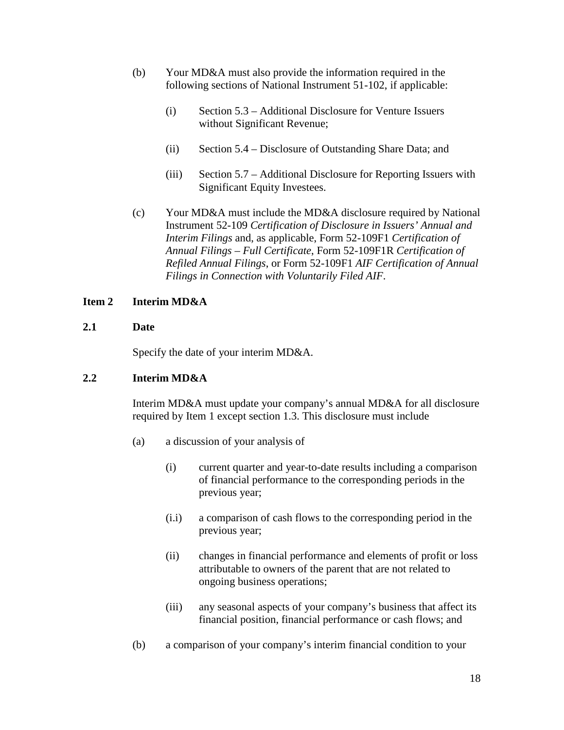(b) Your MD&A must also provide the information required in the following sections of National Instrument 51-102, if applicable:

   (i) Section 5.3 – Additional Disclosure for Venture Issuers without Significant Revenue;

   (ii) Section 5.4 – Disclosure of Outstanding Share Data; and

   (iii) Section 5.7 – Additional Disclosure for Reporting Issuers with Significant Equity Investees.

(c) Your MD&A must include the MD&A disclosure required by National Instrument 52-109 *Certification of Disclosure in Issuers' Annual and Interim Filings* and, as applicable, Form 52-109F1 *Certification of Annual Filings – Full Certificate*, Form 52-109F1R *Certification of Refiled Annual Filings*, or Form 52-109F1 *AIF Certification of Annual Filings in Connection with Voluntarily Filed AIF*.

## Item 2 Interim MD&A

### 2.1 Date

Specify the date of your interim MD&A.

### 2.2 Interim MD&A

Interim MD&A must update your company's annual MD&A for all disclosure required by Item 1 except section 1.3. This disclosure must include

(a) a discussion of your analysis of

   (i) current quarter and year-to-date results including a comparison of financial performance to the corresponding periods in the previous year;

   (i.i) a comparison of cash flows to the corresponding period in the previous year;

   (ii) changes in financial performance and elements of profit or loss attributable to owners of the parent that are not related to ongoing business operations;

   (iii) any seasonal aspects of your company's business that affect its financial position, financial performance or cash flows; and

(b) a comparison of your company's interim financial condition to your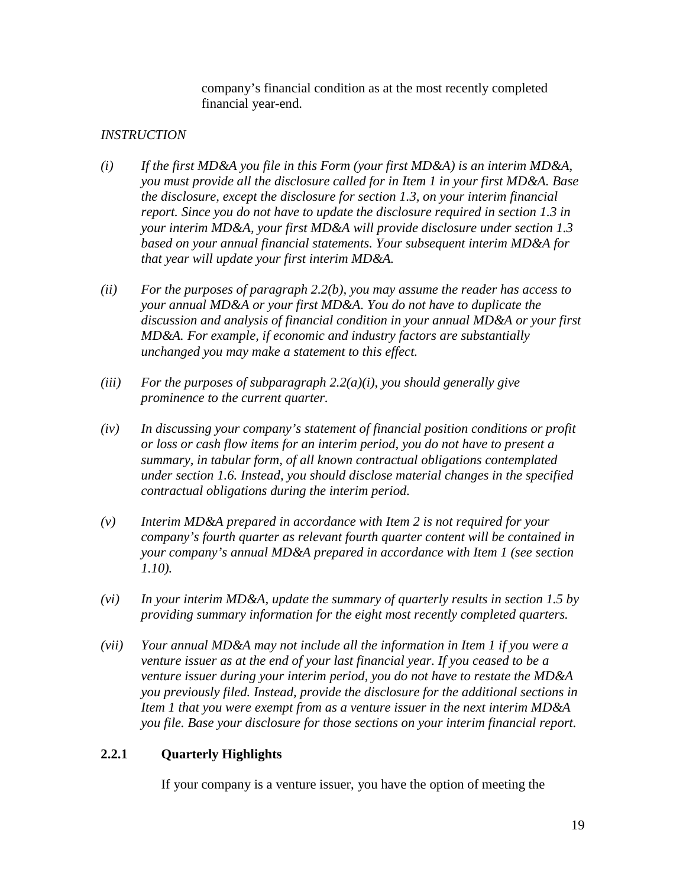company's financial condition as at the most recently completed financial year-end.

*INSTRUCTION*

*(i) If the first MD&A you file in this Form (your first MD&A) is an interim MD&A, you must provide all the disclosure called for in Item 1 in your first MD&A. Base the disclosure, except the disclosure for section 1.3, on your interim financial report. Since you do not have to update the disclosure required in section 1.3 in your interim MD&A, your first MD&A will provide disclosure under section 1.3 based on your annual financial statements. Your subsequent interim MD&A for that year will update your first interim MD&A.*

*(ii) For the purposes of paragraph 2.2(b), you may assume the reader has access to your annual MD&A or your first MD&A. You do not have to duplicate the discussion and analysis of financial condition in your annual MD&A or your first MD&A. For example, if economic and industry factors are substantially unchanged you may make a statement to this effect.*

*(iii) For the purposes of subparagraph 2.2(a)(i), you should generally give prominence to the current quarter.*

*(iv) In discussing your company's statement of financial position conditions or profit or loss or cash flow items for an interim period, you do not have to present a summary, in tabular form, of all known contractual obligations contemplated under section 1.6. Instead, you should disclose material changes in the specified contractual obligations during the interim period.*

*(v) Interim MD&A prepared in accordance with Item 2 is not required for your company's fourth quarter as relevant fourth quarter content will be contained in your company's annual MD&A prepared in accordance with Item 1 (see section 1.10).*

*(vi) In your interim MD&A, update the summary of quarterly results in section 1.5 by providing summary information for the eight most recently completed quarters.*

*(vii) Your annual MD&A may not include all the information in Item 1 if you were a venture issuer as at the end of your last financial year. If you ceased to be a venture issuer during your interim period, you do not have to restate the MD&A you previously filed. Instead, provide the disclosure for the additional sections in Item 1 that you were exempt from as a venture issuer in the next interim MD&A you file. Base your disclosure for those sections on your interim financial report.*

### 2.2.1 Quarterly Highlights

If your company is a venture issuer, you have the option of meeting the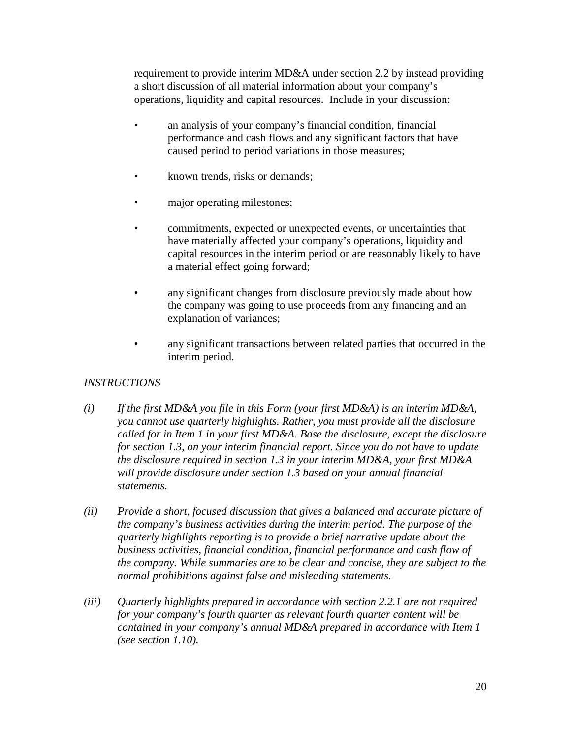requirement to provide interim MD&A under section 2.2 by instead providing a short discussion of all material information about your company's operations, liquidity and capital resources. Include in your discussion:

- an analysis of your company's financial condition, financial performance and cash flows and any significant factors that have caused period to period variations in those measures;
- known trends, risks or demands;
- major operating milestones;
- commitments, expected or unexpected events, or uncertainties that have materially affected your company's operations, liquidity and capital resources in the interim period or are reasonably likely to have a material effect going forward;
- any significant changes from disclosure previously made about how the company was going to use proceeds from any financing and an explanation of variances;
- any significant transactions between related parties that occurred in the interim period.

*INSTRUCTIONS*

*(i) If the first MD&A you file in this Form (your first MD&A) is an interim MD&A, you cannot use quarterly highlights. Rather, you must provide all the disclosure called for in Item 1 in your first MD&A. Base the disclosure, except the disclosure for section 1.3, on your interim financial report. Since you do not have to update the disclosure required in section 1.3 in your interim MD&A, your first MD&A will provide disclosure under section 1.3 based on your annual financial statements.*

*(ii) Provide a short, focused discussion that gives a balanced and accurate picture of the company's business activities during the interim period. The purpose of the quarterly highlights reporting is to provide a brief narrative update about the business activities, financial condition, financial performance and cash flow of the company. While summaries are to be clear and concise, they are subject to the normal prohibitions against false and misleading statements.*

*(iii) Quarterly highlights prepared in accordance with section 2.2.1 are not required for your company's fourth quarter as relevant fourth quarter content will be contained in your company's annual MD&A prepared in accordance with Item 1 (see section 1.10).*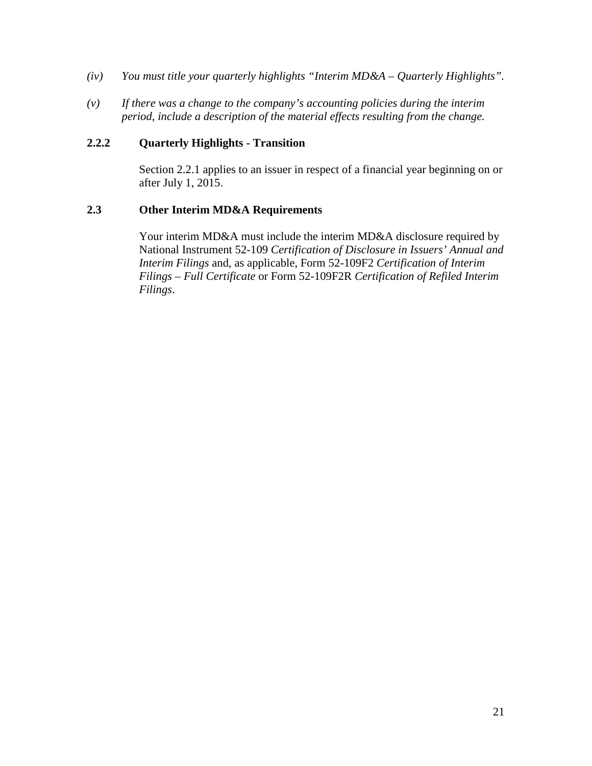*(iv) You must title your quarterly highlights "Interim MD&A – Quarterly Highlights".*

*(v) If there was a change to the company's accounting policies during the interim period, include a description of the material effects resulting from the change.*

### 2.2.2 Quarterly Highlights - Transition

Section 2.2.1 applies to an issuer in respect of a financial year beginning on or after July 1, 2015.

### 2.3 Other Interim MD&A Requirements

Your interim MD&A must include the interim MD&A disclosure required by National Instrument 52-109 *Certification of Disclosure in Issuers' Annual and Interim Filings* and, as applicable, Form 52-109F2 *Certification of Interim Filings – Full Certificate* or Form 52-109F2R *Certification of Refiled Interim Filings*.